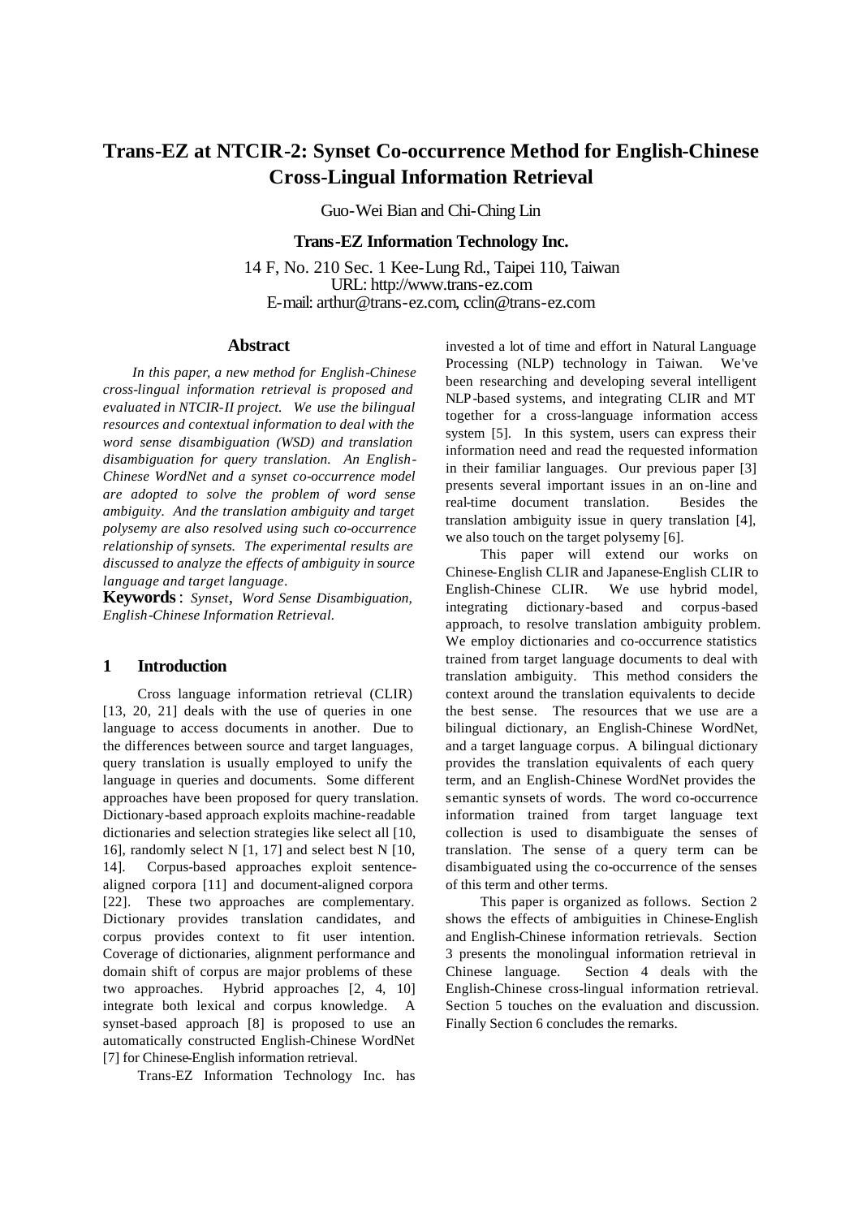# Trans-EZ at NTCIR-2: Synset Co-occurrence Method for English-Chinese Cross-Lingual Information Retrieval

Guo-Wei Bian and Chi-Ching Lin

**Trans-EZ Information Technology Inc.**

14 F, No. 210 Sec. 1 Kee-Lung Rd., Taipei 110, Taiwan
URL: http://www.trans-ez.com
E-mail: arthur@trans-ez.com, cclin@trans-ez.com

## Abstract

*In this paper, a new method for English-Chinese cross-lingual information retrieval is proposed and evaluated in NTCIR-II project. We use the bilingual resources and contextual information to deal with the word sense disambiguation (WSD) and translation disambiguation for query translation. An English-Chinese WordNet and a synset co-occurrence model are adopted to solve the problem of word sense ambiguity. And the translation ambiguity and target polysemy are also resolved using such co-occurrence relationship of synsets. The experimental results are discussed to analyze the effects of ambiguity in source language and target language.*

**Keywords**: *Synset, Word Sense Disambiguation, English-Chinese Information Retrieval.*

## 1 Introduction

Cross language information retrieval (CLIR) [13, 20, 21] deals with the use of queries in one language to access documents in another. Due to the differences between source and target languages, query translation is usually employed to unify the language in queries and documents. Some different approaches have been proposed for query translation. Dictionary-based approach exploits machine-readable dictionaries and selection strategies like select all [10, 16], randomly select N [1, 17] and select best N [10, 14]. Corpus-based approaches exploit sentence-aligned corpora [11] and document-aligned corpora [22]. These two approaches are complementary. Dictionary provides translation candidates, and corpus provides context to fit user intention. Coverage of dictionaries, alignment performance and domain shift of corpus are major problems of these two approaches. Hybrid approaches [2, 4, 10] integrate both lexical and corpus knowledge. A synset-based approach [8] is proposed to use an automatically constructed English-Chinese WordNet [7] for Chinese-English information retrieval.

Trans-EZ Information Technology Inc. has invested a lot of time and effort in Natural Language Processing (NLP) technology in Taiwan. We've been researching and developing several intelligent NLP-based systems, and integrating CLIR and MT together for a cross-language information access system [5]. In this system, users can express their information need and read the requested information in their familiar languages. Our previous paper [3] presents several important issues in an on-line and real-time document translation. Besides the translation ambiguity issue in query translation [4], we also touch on the target polysemy [6].

This paper will extend our works on Chinese-English CLIR and Japanese-English CLIR to English-Chinese CLIR. We use hybrid model, integrating dictionary-based and corpus-based approach, to resolve translation ambiguity problem. We employ dictionaries and co-occurrence statistics trained from target language documents to deal with translation ambiguity. This method considers the context around the translation equivalents to decide the best sense. The resources that we use are a bilingual dictionary, an English-Chinese WordNet, and a target language corpus. A bilingual dictionary provides the translation equivalents of each query term, and an English-Chinese WordNet provides the semantic synsets of words. The word co-occurrence information trained from target language text collection is used to disambiguate the senses of translation. The sense of a query term can be disambiguated using the co-occurrence of the senses of this term and other terms.

This paper is organized as follows. Section 2 shows the effects of ambiguities in Chinese-English and English-Chinese information retrievals. Section 3 presents the monolingual information retrieval in Chinese language. Section 4 deals with the English-Chinese cross-lingual information retrieval. Section 5 touches on the evaluation and discussion. Finally Section 6 concludes the remarks.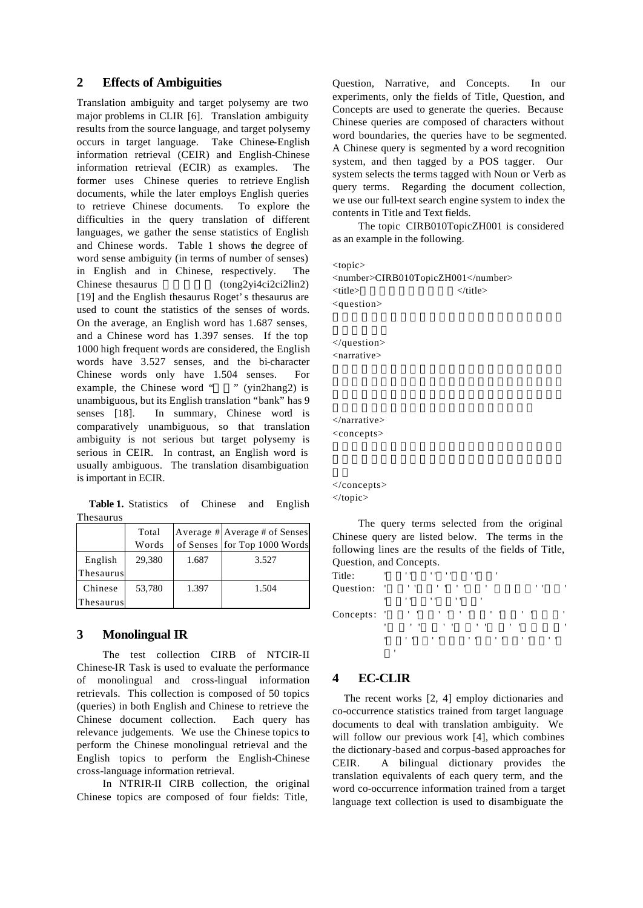## 2 Effects of Ambiguities

Translation ambiguity and target polysemy are two major problems in CLIR [6]. Translation ambiguity results from the source language, and target polysemy occurs in target language. Take Chinese-English information retrieval (CEIR) and English-Chinese information retrieval (ECIR) as examples. The former uses Chinese queries to retrieve English documents, while the later employs English queries to retrieve Chinese documents. To explore the difficulties in the query translation of different languages, we gather the sense statistics of English and Chinese words. Table 1 shows the degree of word sense ambiguity (in terms of number of senses) in English and in Chinese, respectively. The Chinese thesaurus (tong2yi4ci2ci2lin2) [19] and the English thesaurus Roget's thesaurus are used to count the statistics of the senses of words. On the average, an English word has 1.687 senses, and a Chinese word has 1.397 senses. If the top 1000 high frequent words are considered, the English words have 3.527 senses, and the bi-character Chinese words only have 1.504 senses. For example, the Chinese word "" (yin2hang2) is unambiguous, but its English translation "bank" has 9 senses [18]. In summary, Chinese word is comparatively unambiguous, so that translation ambiguity is not serious but target polysemy is serious in CEIR. In contrast, an English word is usually ambiguous. The translation disambiguation is important in ECIR.

**Table 1.** Statistics of Chinese and English Thesaurus

| | Total Words | Average # of Senses | Average # of Senses for Top 1000 Words |
|---|---|---|---|
| English Thesaurus | 29,380 | 1.687 | 3.527 |
| Chinese Thesaurus | 53,780 | 1.397 | 1.504 |

## 3 Monolingual IR

The test collection CIRB of NTCIR-II Chinese-IR Task is used to evaluate the performance of monolingual and cross-lingual information retrievals. This collection is composed of 50 topics (queries) in both English and Chinese to retrieve the Chinese document collection. Each query has relevance judgements. We use the Chinese topics to perform the Chinese monolingual retrieval and the English topics to perform the English-Chinese cross-language information retrieval.

In NTRIR-II CIRB collection, the original Chinese topics are composed of four fields: Title, Question, Narrative, and Concepts. In our experiments, only the fields of Title, Question, and Concepts are used to generate the queries. Because Chinese queries are composed of characters without word boundaries, the queries have to be segmented. A Chinese query is segmented by a word recognition system, and then tagged by a POS tagger. Our system selects the terms tagged with Noun or Verb as query terms. Regarding the document collection, we use our full-text search engine system to index the contents in Title and Text fields.

The topic CIRB010TopicZH001 is considered as an example in the following.

```
<topic>
<number>CIRB010TopicZH001</number>
<title></title>
<question>
</question>
<narrative>
</narrative>
<concepts>
</concepts>
</topic>
```

The query terms selected from the original Chinese query are listed below. The terms in the following lines are the results of the fields of Title, Question, and Concepts.

Title:

Question:

Concepts:

## 4 EC-CLIR

The recent works [2, 4] employ dictionaries and co-occurrence statistics trained from target language documents to deal with translation ambiguity. We will follow our previous work [4], which combines the dictionary-based and corpus-based approaches for CEIR. A bilingual dictionary provides the translation equivalents of each query term, and the word co-occurrence information trained from a target language text collection is used to disambiguate the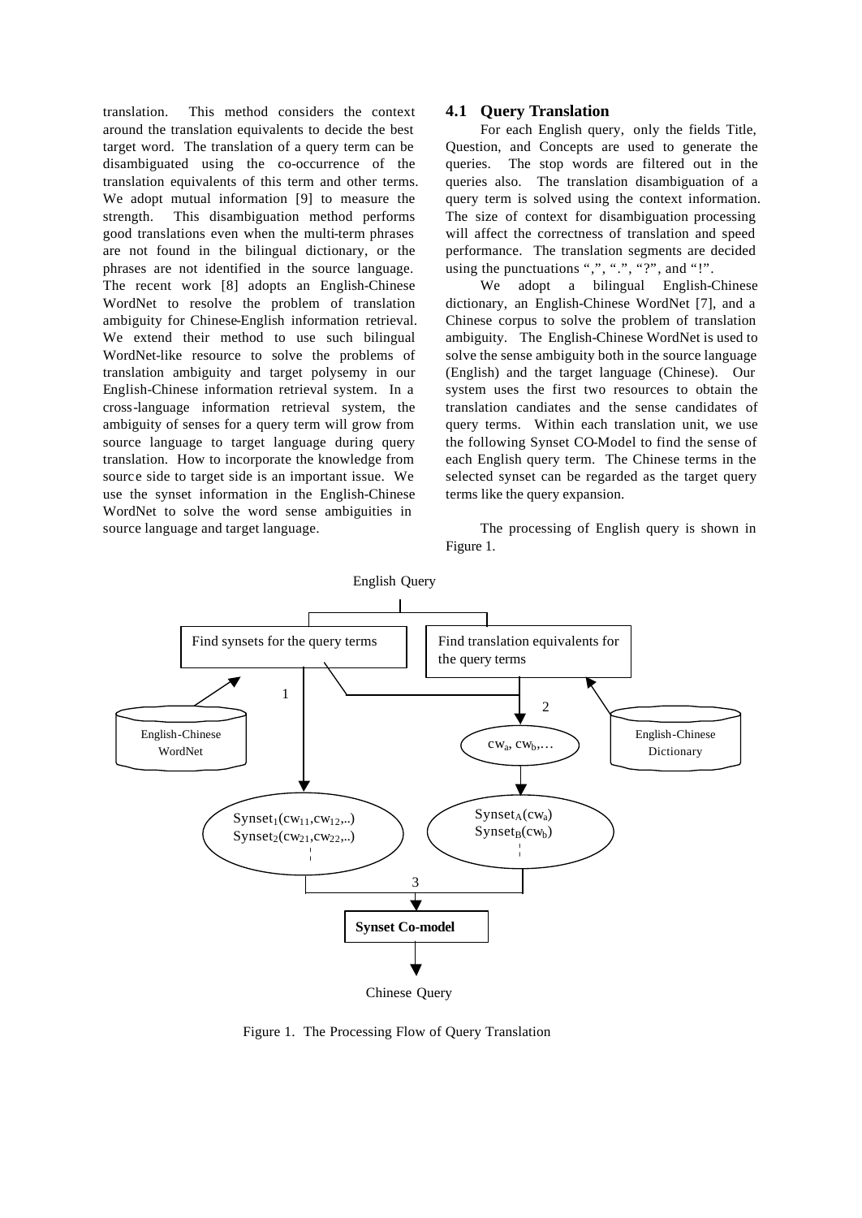translation. This method considers the context around the translation equivalents to decide the best target word. The translation of a query term can be disambiguated using the co-occurrence of the translation equivalents of this term and other terms. We adopt mutual information [9] to measure the strength. This disambiguation method performs good translations even when the multi-term phrases are not found in the bilingual dictionary, or the phrases are not identified in the source language. The recent work [8] adopts an English-Chinese WordNet to resolve the problem of translation ambiguity for Chinese-English information retrieval. We extend their method to use such bilingual WordNet-like resource to solve the problems of translation ambiguity and target polysemy in our English-Chinese information retrieval system. In a cross-language information retrieval system, the ambiguity of senses for a query term will grow from source language to target language during query translation. How to incorporate the knowledge from source side to target side is an important issue. We use the synset information in the English-Chinese WordNet to solve the word sense ambiguities in source language and target language.

### 4.1 Query Translation

For each English query, only the fields Title, Question, and Concepts are used to generate the queries. The stop words are filtered out in the queries also. The translation disambiguation of a query term is solved using the context information. The size of context for disambiguation processing will affect the correctness of translation and speed performance. The translation segments are decided using the punctuations ",", ".", "?", and "!".

We adopt a bilingual English-Chinese dictionary, an English-Chinese WordNet [7], and a Chinese corpus to solve the problem of translation ambiguity. The English-Chinese WordNet is used to solve the sense ambiguity both in the source language (English) and the target language (Chinese). Our system uses the first two resources to obtain the translation candiates and the sense candidates of query terms. Within each translation unit, we use the following Synset CO-Model to find the sense of each English query term. The Chinese terms in the selected synset can be regarded as the target query terms like the query expansion.

The processing of English query is shown in Figure 1.

English Query

Find synsets for the query terms | Find translation equivalents for the query terms

English-Chinese WordNet | English-Chinese Dictionary

1 | 2

$cw_a$, $cw_b$,…

$Synset_1(cw_{11},cw_{12},..)$
$Synset_2(cw_{21},cw_{22},..)$

$Synset_A(cw_a)$
$Synset_B(cw_b)$

3

**Synset Co-model**

Chinese Query

Figure 1. The Processing Flow of Query Translation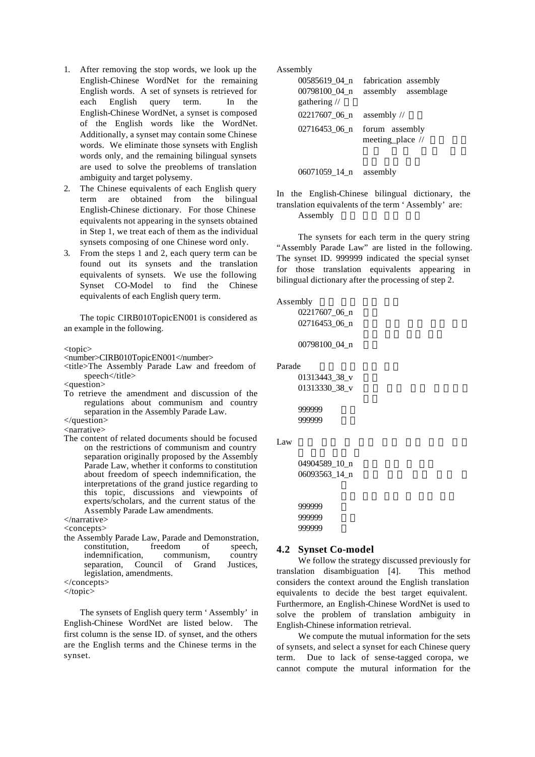1. After removing the stop words, we look up the English-Chinese WordNet for the remaining English words. A set of synsets is retrieved for each English query term. In the English-Chinese WordNet, a synset is composed of the English words like the WordNet. Additionally, a synset may contain some Chinese words. We eliminate those synsets with English words only, and the remaining bilingual synsets are used to solve the preoblems of translation ambiguity and target polysemy.
2. The Chinese equivalents of each English query term are obtained from the bilingual English-Chinese dictionary. For those Chinese equivalents not appearing in the synsets obtained in Step 1, we treat each of them as the individual synsets composing of one Chinese word only.
3. From the steps 1 and 2, each query term can be found out its synsets and the translation equivalents of synsets. We use the following Synset CO-Model to find the Chinese equivalents of each English query term.

The topic CIRB010TopicEN001 is considered as an example in the following.

```
<topic>
<number>CIRB010TopicEN001</number>
<title>The Assembly Parade Law and freedom of
    speech</title>
<question>
To retrieve the amendment and discussion of the
    regulations about communism and country
    separation in the Assembly Parade Law.
</question>
<narrative>
The content of related documents should be focused
    on the restrictions of communism and country
    separation originally proposed by the Assembly
    Parade Law, whether it conforms to constitution
    about freedom of speech indemnification, the
    interpretations of the grand justice regarding to
    this topic, discussions and viewpoints of
    experts/scholars, and the current status of the
    Assembly Parade Law amendments.
</narrative>
<concepts>
the Assembly Parade Law, Parade and Demonstration,
    constitution, freedom of speech,
    indemnification, communism, country
    separation, Council of Grand Justices,
    legislation, amendments.
</concepts>
</topic>
```

The synsets of English query term ‘Assembly’ in English-Chinese WordNet are listed below. The first column is the sense ID. of synset, and the others are the English terms and the Chinese terms in the synset.

Assembly

- 00585619_04_n fabrication assembly
- 00798100_04_n assembly assemblage gathering //
- 02217607_06_n assembly //
- 02716453_06_n forum assembly meeting_place //
- 06071059_14_n assembly

In the English-Chinese bilingual dictionary, the translation equivalents of the term ‘Assembly’ are:

Assembly

The synsets for each term in the query string “Assembly Parade Law” are listed in the following. The synset ID. 999999 indicated the special synset for those translation equivalents appearing in bilingual dictionary after the processing of step 2.

Assembly

- 02217607_06_n
- 02716453_06_n
- 00798100_04_n

Parade

- 01313443_38_v
- 01313330_38_v
- 999999
- 999999

Law

- 04904589_10_n
- 06093563_14_n
- 999999
- 999999
- 999999

## 4.2 Synset Co-model

We follow the strategy discussed previously for translation disambiguation [4]. This method considers the context around the English translation equivalents to decide the best target equivalent. Furthermore, an English-Chinese WordNet is used to solve the problem of translation ambiguity in English-Chinese information retrieval.

We compute the mutual information for the sets of synsets, and select a synset for each Chinese query term. Due to lack of sense-tagged coropa, we cannot compute the mutural information for the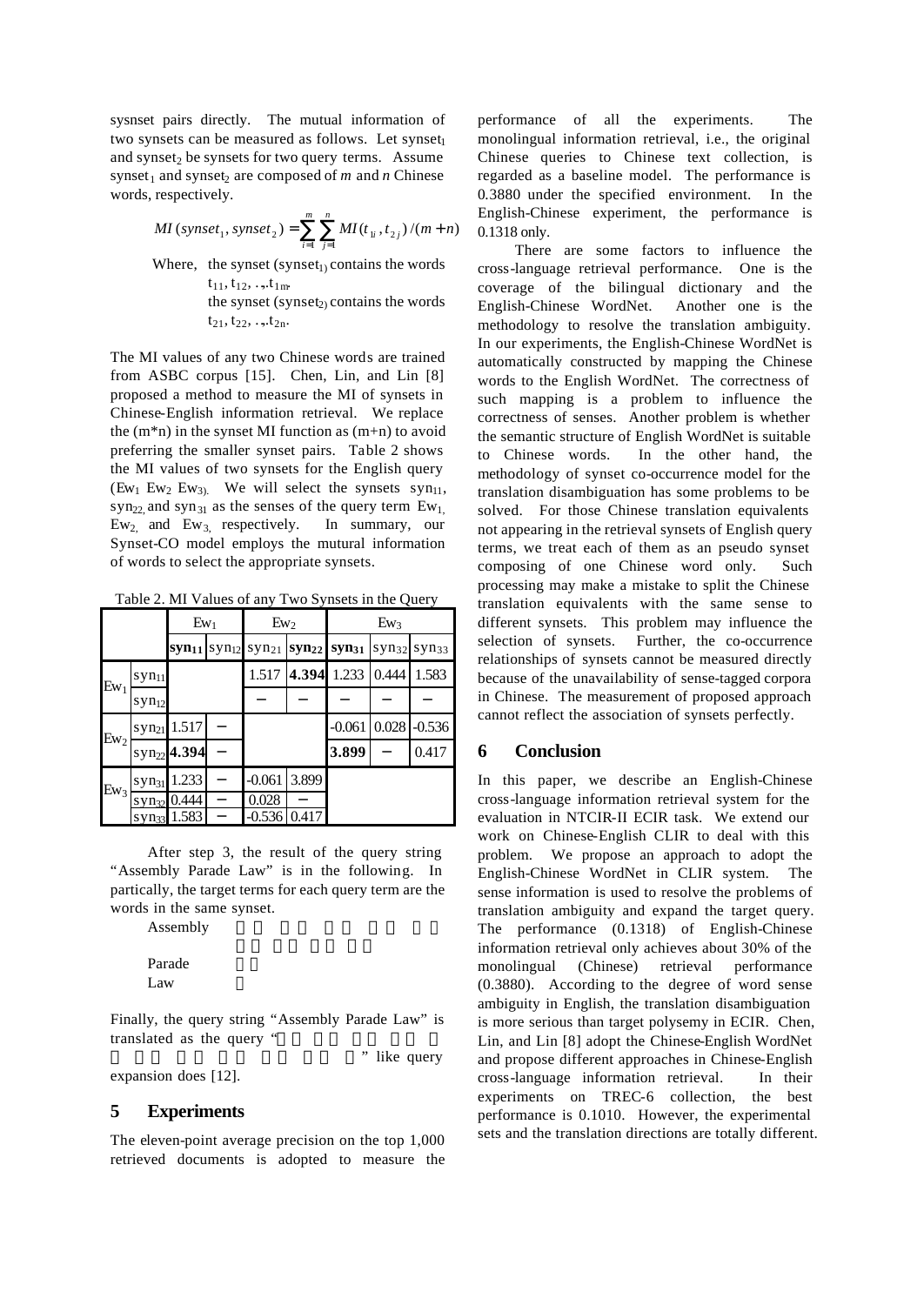sysnset pairs directly. The mutual information of two synsets can be measured as follows. Let $synset_1$ and $synset_2$ be synsets for two query terms. Assume $synset_1$ and $synset_2$ are composed of *m* and *n* Chinese words, respectively.

$$MI(synset_1, synset_2) = \sum_{i=1}^{m} \sum_{j=1}^{n} MI(t_{1i}, t_{2j}) / (m+n)$$

Where, the synset ($synset_1$) contains the words $t_{11}, t_{12}, \ldots, t_{1m}$, the synset ($synset_2$) contains the words $t_{21}, t_{22}, \ldots, t_{2n}$.

The MI values of any two Chinese words are trained from ASBC corpus [15]. Chen, Lin, and Lin [8] proposed a method to measure the MI of synsets in Chinese-English information retrieval. We replace the (m*n) in the synset MI function as (m+n) to avoid preferring the smaller synset pairs. Table 2 shows the MI values of two synsets for the English query ($Ew_1$ $Ew_2$ $Ew_3$). We will select the synsets $syn_{11}$, $syn_{22}$ and $syn_{31}$ as the senses of the query term $Ew_1$, $Ew_2$ and $Ew_3$ respectively. In summary, our Synset-CO model employs the mutual information of words to select the appropriate synsets.

Table 2. MI Values of any Two Synsets in the Query

| | | $Ew_1$ | | $Ew_2$ | | $Ew_3$ | | |
|---|---|---|---|---|---|---|---|---|
| | | **$syn_{11}$** | $syn_{12}$ | $syn_{21}$ | **$syn_{22}$** | **$syn_{31}$** | $syn_{32}$ | $syn_{33}$ |
| $Ew_1$ | $syn_{11}$ | | | 1.517 | **4.394** | 1.233 | 0.444 | 1.583 |
| | $syn_{12}$ | | | − | − | − | − | − |
| $Ew_2$ | $syn_{21}$ | 1.517 | − | | | -0.061 | 0.028 | -0.536 |
| | $syn_{22}$ | **4.394** | − | | | **3.899** | − | 0.417 |
| $Ew_3$ | $syn_{31}$ | 1.233 | − | -0.061 | 3.899 | | | |
| | $syn_{32}$ | 0.444 | − | 0.028 | − | | | |
| | $syn_{33}$ | 1.583 | − | -0.536 | 0.417 | | | |

After step 3, the result of the query string "Assembly Parade Law" is in the following. In partically, the target terms for each query term are the words in the same synset.

Assembly

Parade

Law

Finally, the query string "Assembly Parade Law" is translated as the query " " like query expansion does [12].

## 5 Experiments

The eleven-point average precision on the top 1,000 retrieved documents is adopted to measure the performance of all the experiments. The monolingual information retrieval, i.e., the original Chinese queries to Chinese text collection, is regarded as a baseline model. The performance is 0.3880 under the specified environment. In the English-Chinese experiment, the performance is 0.1318 only.

There are some factors to influence the cross-language retrieval performance. One is the coverage of the bilingual dictionary and the English-Chinese WordNet. Another one is the methodology to resolve the translation ambiguity. In our experiments, the English-Chinese WordNet is automatically constructed by mapping the Chinese words to the English WordNet. The correctness of such mapping is a problem to influence the correctness of senses. Another problem is whether the semantic structure of English WordNet is suitable to Chinese words. In the other hand, the methodology of synset co-occurrence model for the translation disambiguation has some problems to be solved. For those Chinese translation equivalents not appearing in the retrieval synsets of English query terms, we treat each of them as an pseudo synset composing of one Chinese word only. Such processing may make a mistake to split the Chinese translation equivalents with the same sense to different synsets. This problem may influence the selection of synsets. Further, the co-occurrence relationships of synsets cannot be measured directly because of the unavailability of sense-tagged corpora in Chinese. The measurement of proposed approach cannot reflect the association of synsets perfectly.

## 6 Conclusion

In this paper, we describe an English-Chinese cross-language information retrieval system for the evaluation in NTCIR-II ECIR task. We extend our work on Chinese-English CLIR to deal with this problem. We propose an approach to adopt the English-Chinese WordNet in CLIR system. The sense information is used to resolve the problems of translation ambiguity and expand the target query. The performance (0.1318) of English-Chinese information retrieval only achieves about 30% of the monolingual (Chinese) retrieval performance (0.3880). According to the degree of word sense ambiguity in English, the translation disambiguation is more serious than target polysemy in ECIR. Chen, Lin, and Lin [8] adopt the Chinese-English WordNet and propose different approaches in Chinese-English cross-language information retrieval. In their experiments on TREC-6 collection, the best performance is 0.1010. However, the experimental sets and the translation directions are totally different.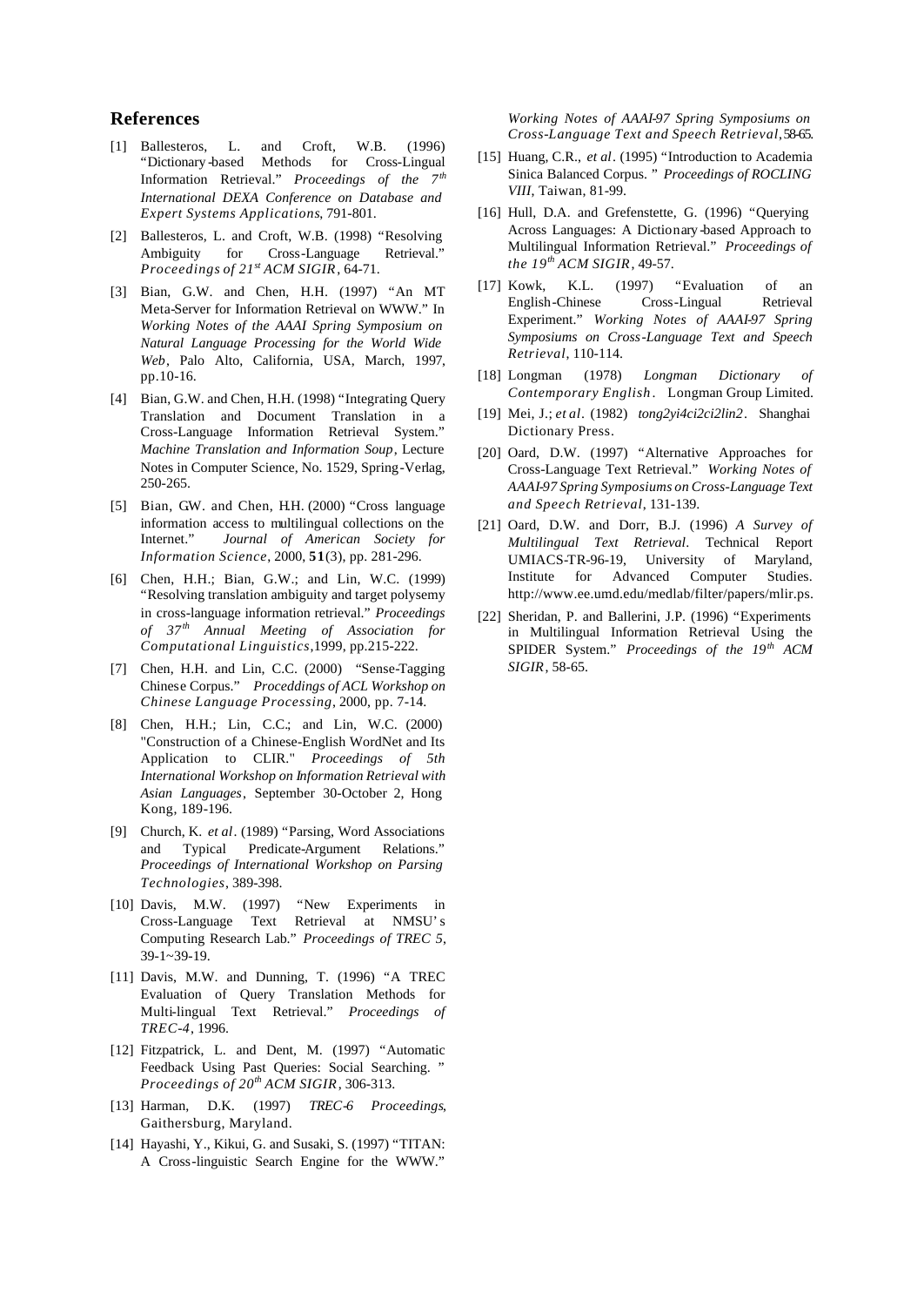## References

[1] Ballesteros, L. and Croft, W.B. (1996) "Dictionary-based Methods for Cross-Lingual Information Retrieval." *Proceedings of the 7th International DEXA Conference on Database and Expert Systems Applications*, 791-801.

[2] Ballesteros, L. and Croft, W.B. (1998) "Resolving Ambiguity for Cross-Language Retrieval." *Proceedings of 21st ACM SIGIR*, 64-71.

[3] Bian, G.W. and Chen, H.H. (1997) "An MT Meta-Server for Information Retrieval on WWW." In *Working Notes of the AAAI Spring Symposium on Natural Language Processing for the World Wide Web*, Palo Alto, California, USA, March, 1997, pp.10-16.

[4] Bian, G.W. and Chen, H.H. (1998) "Integrating Query Translation and Document Translation in a Cross-Language Information Retrieval System." *Machine Translation and Information Soup*, Lecture Notes in Computer Science, No. 1529, Spring-Verlag, 250-265.

[5] Bian, GW. and Chen, H.H. (2000) "Cross language information access to multilingual collections on the Internet." *Journal of American Society for Information Science*, 2000, **51**(3), pp. 281-296.

[6] Chen, H.H.; Bian, G.W.; and Lin, W.C. (1999) "Resolving translation ambiguity and target polysemy in cross-language information retrieval." *Proceedings of 37th Annual Meeting of Association for Computational Linguistics*,1999, pp.215-222.

[7] Chen, H.H. and Lin, C.C. (2000) "Sense-Tagging Chinese Corpus." *Proceddings of ACL Workshop on Chinese Language Processing*, 2000, pp. 7-14.

[8] Chen, H.H.; Lin, C.C.; and Lin, W.C. (2000) "Construction of a Chinese-English WordNet and Its Application to CLIR." *Proceedings of 5th International Workshop on Information Retrieval with Asian Languages*, September 30-October 2, Hong Kong, 189-196.

[9] Church, K. *et al*. (1989) "Parsing, Word Associations and Typical Predicate-Argument Relations." *Proceedings of International Workshop on Parsing Technologies*, 389-398.

[10] Davis, M.W. (1997) "New Experiments in Cross-Language Text Retrieval at NMSU's Computing Research Lab." *Proceedings of TREC 5*, 39-1~39-19.

[11] Davis, M.W. and Dunning, T. (1996) "A TREC Evaluation of Query Translation Methods for Multi-lingual Text Retrieval." *Proceedings of TREC-4*, 1996.

[12] Fitzpatrick, L. and Dent, M. (1997) "Automatic Feedback Using Past Queries: Social Searching. " *Proceedings of 20th ACM SIGIR*, 306-313.

[13] Harman, D.K. (1997) *TREC-6 Proceedings*, Gaithersburg, Maryland.

[14] Hayashi, Y., Kikui, G. and Susaki, S. (1997) "TITAN: A Cross-linguistic Search Engine for the WWW." *Working Notes of AAAI-97 Spring Symposiums on Cross-Language Text and Speech Retrieval*, 58-65.

[15] Huang, C.R., *et al*. (1995) "Introduction to Academia Sinica Balanced Corpus. " *Proceedings of ROCLING VIII*, Taiwan, 81-99.

[16] Hull, D.A. and Grefenstette, G. (1996) "Querying Across Languages: A Dictionary-based Approach to Multilingual Information Retrieval." *Proceedings of the 19th ACM SIGIR*, 49-57.

[17] Kowk, K.L. (1997) "Evaluation of an English-Chinese Cross-Lingual Retrieval Experiment." *Working Notes of AAAI-97 Spring Symposiums on Cross-Language Text and Speech Retrieval*, 110-114.

[18] Longman (1978) *Longman Dictionary of Contemporary English*. Longman Group Limited.

[19] Mei, J.; *et al*. (1982) *tong2yi4ci2ci2lin2*. Shanghai Dictionary Press.

[20] Oard, D.W. (1997) "Alternative Approaches for Cross-Language Text Retrieval." *Working Notes of AAAI-97 Spring Symposiums on Cross-Language Text and Speech Retrieval*, 131-139.

[21] Oard, D.W. and Dorr, B.J. (1996) *A Survey of Multilingual Text Retrieval*. Technical Report UMIACS-TR-96-19, University of Maryland, Institute for Advanced Computer Studies. http://www.ee.umd.edu/medlab/filter/papers/mlir.ps.

[22] Sheridan, P. and Ballerini, J.P. (1996) "Experiments in Multilingual Information Retrieval Using the SPIDER System." *Proceedings of the 19th ACM SIGIR*, 58-65.